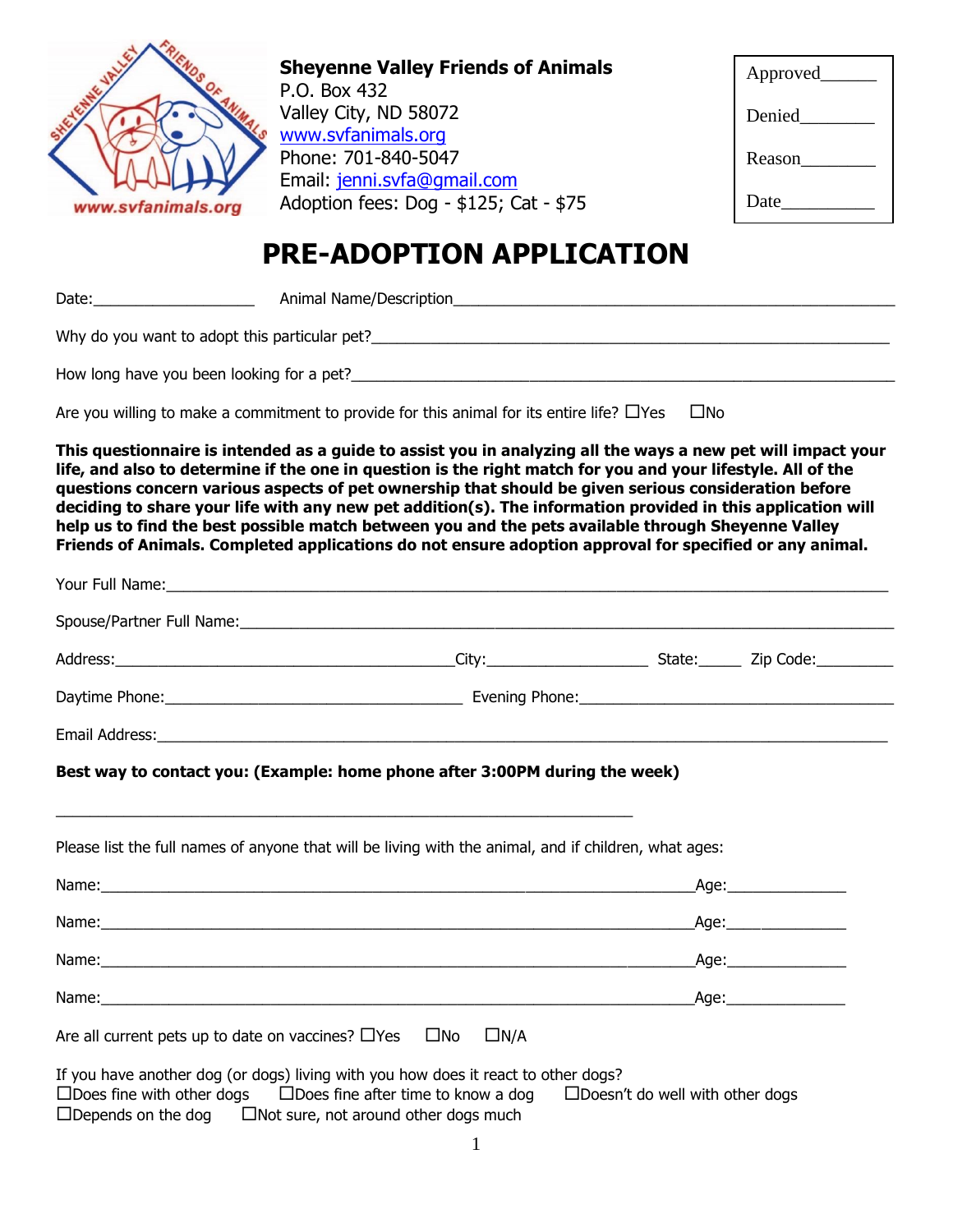**Sheyenne Valley Friends of Animals**
P.O. Box 432
Valley City, ND 58072
www.svfanimals.org
Phone: 701-840-5047
Email: jenni.svfa@gmail.com
Adoption fees: Dog - $125; Cat - $75

Approved______

Denied________

Reason________

Date__________

# PRE-ADOPTION APPLICATION

Date:____________________ Animal Name/Description_______________________________________________

Why do you want to adopt this particular pet?_______________________________________________

How long have you been looking for a pet?_______________________________________________

Are you willing to make a commitment to provide for this animal for its entire life? ☐Yes ☐No

**This questionnaire is intended as a guide to assist you in analyzing all the ways a new pet will impact your life, and also to determine if the one in question is the right match for you and your lifestyle. All of the questions concern various aspects of pet ownership that should be given serious consideration before deciding to share your life with any new pet addition(s). The information provided in this application will help us to find the best possible match between you and the pets available through Sheyenne Valley Friends of Animals. Completed applications do not ensure adoption approval for specified or any animal.**

Your Full Name:_______________________________________________

Spouse/Partner Full Name:_______________________________________________

Address:_________________________City:___________________ State:_____ Zip Code:_________

Daytime Phone:___________________________ Evening Phone:___________________________

Email Address:_______________________________________________

**Best way to contact you: (Example: home phone after 3:00PM during the week)**

_______________________________________________

Please list the full names of anyone that will be living with the animal, and if children, what ages:

Name:_______________________________________________Age:______________

Name:_______________________________________________Age:______________

Name:_______________________________________________Age:______________

Name:_______________________________________________Age:______________

Are all current pets up to date on vaccines? ☐Yes ☐No ☐N/A

If you have another dog (or dogs) living with you how does it react to other dogs?
☐Does fine with other dogs ☐Does fine after time to know a dog ☐Doesn't do well with other dogs
☐Depends on the dog ☐Not sure, not around other dogs much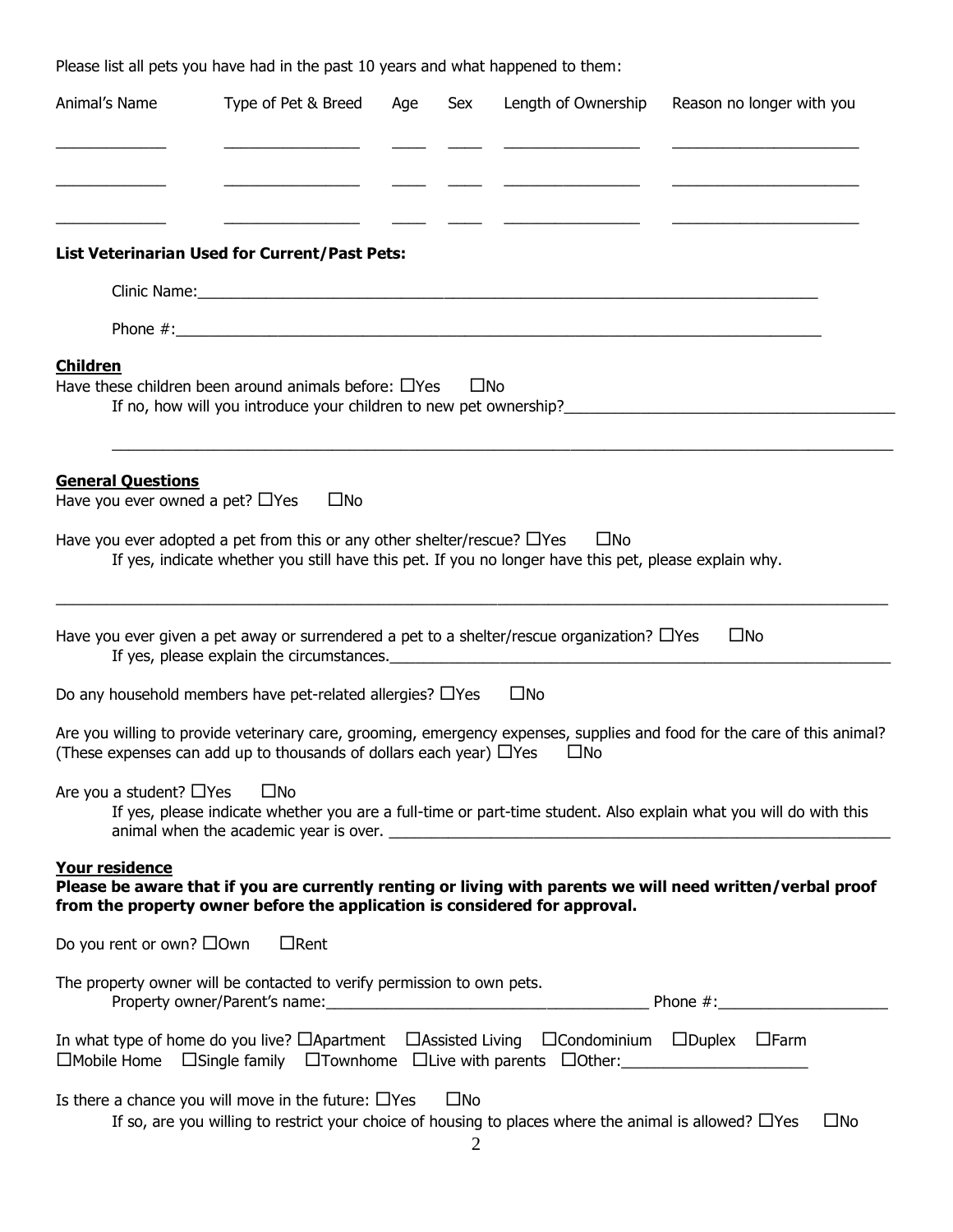Please list all pets you have had in the past 10 years and what happened to them:

| Animal's Name | Type of Pet & Breed | Age | Sex | Length of Ownership | Reason no longer with you |
|---|---|---|---|---|---|
| | | | | | |
| | | | | | |
| | | | | | |

**List Veterinarian Used for Current/Past Pets:**

Clinic Name:_______________________________________________

Phone #:_______________________________________________

**Children**

Have these children been around animals before: ☐Yes ☐No

If no, how will you introduce your children to new pet ownership?_______________________________________________

_______________________________________________

**General Questions**

Have you ever owned a pet? ☐Yes ☐No

Have you ever adopted a pet from this or any other shelter/rescue? ☐Yes ☐No

If yes, indicate whether you still have this pet. If you no longer have this pet, please explain why.

_______________________________________________

Have you ever given a pet away or surrendered a pet to a shelter/rescue organization? ☐Yes ☐No

If yes, please explain the circumstances._______________________________________________

Do any household members have pet-related allergies? ☐Yes ☐No

Are you willing to provide veterinary care, grooming, emergency expenses, supplies and food for the care of this animal? (These expenses can add up to thousands of dollars each year) ☐Yes ☐No

Are you a student? ☐Yes ☐No

If yes, please indicate whether you are a full-time or part-time student. Also explain what you will do with this animal when the academic year is over. _______________________________________________

**Your residence**

**Please be aware that if you are currently renting or living with parents we will need written/verbal proof from the property owner before the application is considered for approval.**

Do you rent or own? ☐Own ☐Rent

The property owner will be contacted to verify permission to own pets.

Property owner/Parent's name:_______________________________________________ Phone #:____________________

In what type of home do you live? ☐Apartment ☐Assisted Living ☐Condominium ☐Duplex ☐Farm ☐Mobile Home ☐Single family ☐Townhome ☐Live with parents ☐Other:______________________

Is there a chance you will move in the future: ☐Yes ☐No

If so, are you willing to restrict your choice of housing to places where the animal is allowed? ☐Yes ☐No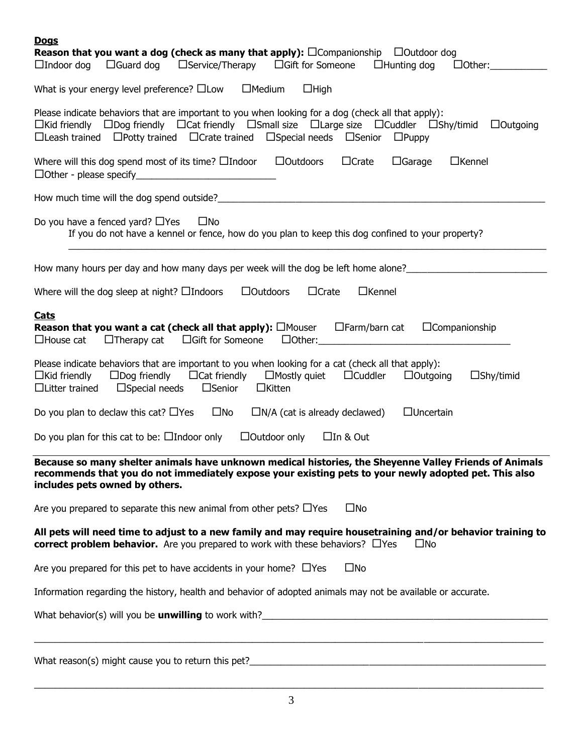**Dogs**

**Reason that you want a dog (check as many that apply):** ☐Companionship ☐Outdoor dog ☐Indoor dog ☐Guard dog ☐Service/Therapy ☐Gift for Someone ☐Hunting dog ☐Other:___________

What is your energy level preference? ☐Low ☐Medium ☐High

Please indicate behaviors that are important to you when looking for a dog (check all that apply):
☐Kid friendly ☐Dog friendly ☐Cat friendly ☐Small size ☐Large size ☐Cuddler ☐Shy/timid ☐Outgoing ☐Leash trained ☐Potty trained ☐Crate trained ☐Special needs ☐Senior ☐Puppy

Where will this dog spend most of its time? ☐Indoor ☐Outdoors ☐Crate ☐Garage ☐Kennel ☐Other - please specify___________________________

How much time will the dog spend outside?_______________________________________________________________

Do you have a fenced yard? ☐Yes ☐No

If you do not have a kennel or fence, how do you plan to keep this dog confined to your property?

_____________________________________________________________________________________________

How many hours per day and how many days per week will the dog be left home alone?___________________________

Where will the dog sleep at night? ☐Indoors ☐Outdoors ☐Crate ☐Kennel

**Cats**

**Reason that you want a cat (check all that apply):** ☐Mouser ☐Farm/barn cat ☐Companionship ☐House cat ☐Therapy cat ☐Gift for Someone ☐Other:_____________________________________

Please indicate behaviors that are important to you when looking for a cat (check all that apply):
☐Kid friendly ☐Dog friendly ☐Cat friendly ☐Mostly quiet ☐Cuddler ☐Outgoing ☐Shy/timid ☐Litter trained ☐Special needs ☐Senior ☐Kitten

Do you plan to declaw this cat? ☐Yes ☐No ☐N/A (cat is already declawed) ☐Uncertain

Do you plan for this cat to be: ☐Indoor only ☐Outdoor only ☐In & Out

**Because so many shelter animals have unknown medical histories, the Sheyenne Valley Friends of Animals recommends that you do not immediately expose your existing pets to your newly adopted pet. This also includes pets owned by others.**

Are you prepared to separate this new animal from other pets? ☐Yes ☐No

**All pets will need time to adjust to a new family and may require housetraining and/or behavior training to correct problem behavior.** Are you prepared to work with these behaviors? ☐Yes ☐No

Are you prepared for this pet to have accidents in your home? ☐Yes ☐No

Information regarding the history, health and behavior of adopted animals may not be available or accurate.

What behavior(s) will you be **unwilling** to work with?_________________________________________________________

_____________________________________________________________________________________________

What reason(s) might cause you to return this pet?____________________________________________________________

_____________________________________________________________________________________________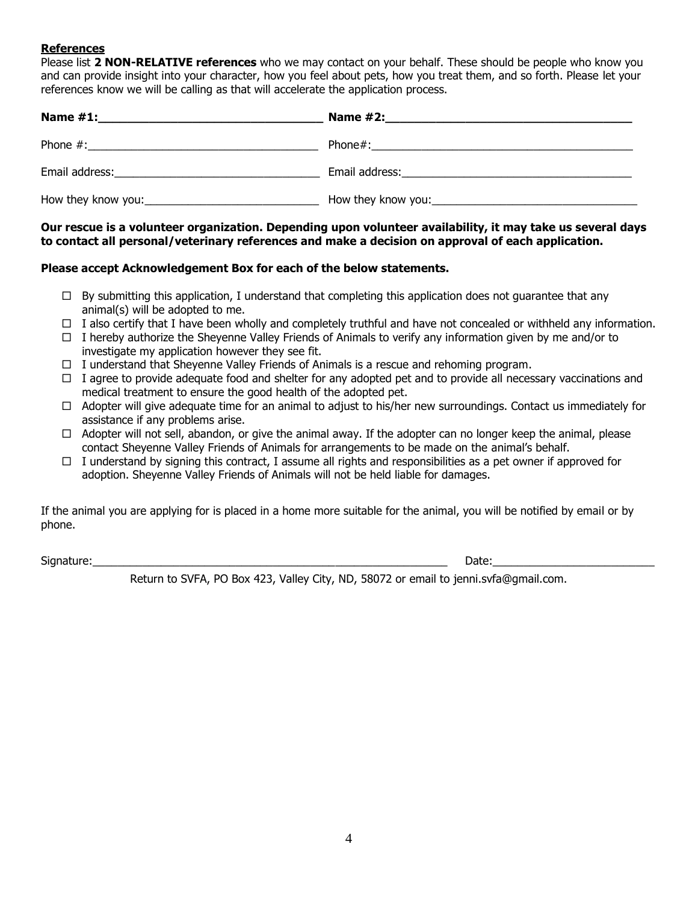## References

Please list **2 NON-RELATIVE references** who we may contact on your behalf. These should be people who know you and can provide insight into your character, how you feel about pets, how you treat them, and so forth. Please let your references know we will be calling as that will accelerate the application process.

| | |
|---|---|
| **Name #1:**______________________________ | **Name #2:**______________________________ |
| Phone #:______________________________ | Phone#:______________________________ |
| Email address:______________________________ | Email address:______________________________ |
| How they know you:______________________________ | How they know you:______________________________ |

**Our rescue is a volunteer organization. Depending upon volunteer availability, it may take us several days to contact all personal/veterinary references and make a decision on approval of each application.**

**Please accept Acknowledgement Box for each of the below statements.**

- ☐ By submitting this application, I understand that completing this application does not guarantee that any animal(s) will be adopted to me.
- ☐ I also certify that I have been wholly and completely truthful and have not concealed or withheld any information.
- ☐ I hereby authorize the Sheyenne Valley Friends of Animals to verify any information given by me and/or to investigate my application however they see fit.
- ☐ I understand that Sheyenne Valley Friends of Animals is a rescue and rehoming program.
- ☐ I agree to provide adequate food and shelter for any adopted pet and to provide all necessary vaccinations and medical treatment to ensure the good health of the adopted pet.
- ☐ Adopter will give adequate time for an animal to adjust to his/her new surroundings. Contact us immediately for assistance if any problems arise.
- ☐ Adopter will not sell, abandon, or give the animal away. If the adopter can no longer keep the animal, please contact Sheyenne Valley Friends of Animals for arrangements to be made on the animal's behalf.
- ☐ I understand by signing this contract, I assume all rights and responsibilities as a pet owner if approved for adoption. Sheyenne Valley Friends of Animals will not be held liable for damages.

If the animal you are applying for is placed in a home more suitable for the animal, you will be notified by email or by phone.

Signature:__________________________________________ Date:____________________

Return to SVFA, PO Box 423, Valley City, ND, 58072 or email to jenni.svfa@gmail.com.